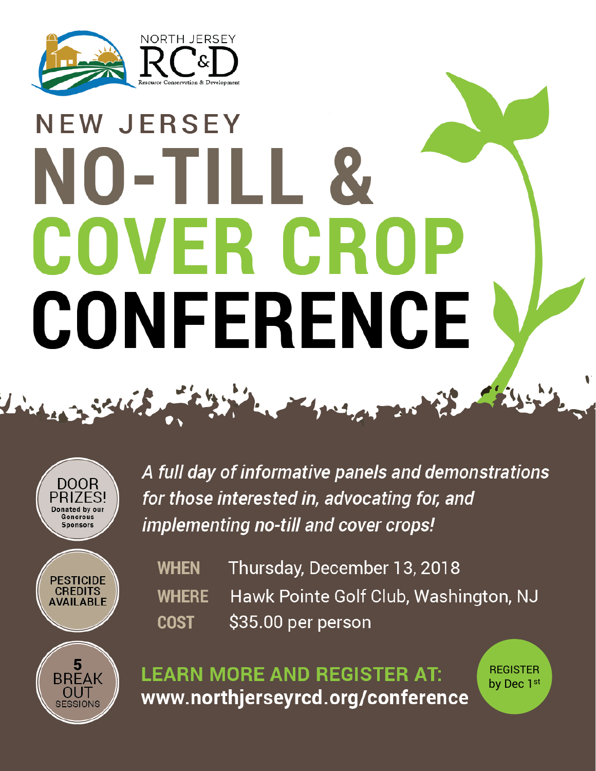NORTH JERSEY RC&D

Resource Conservation & Development

# NEW JERSEY NO-TILL & COVER CROP CONFERENCE

DOOR PRIZES! Donated by our Generous Sponsors

PESTICIDE CREDITS AVAILABLE

5 BREAK OUT SESSIONS

*A full day of informative panels and demonstrations for those interested in, advocating for, and implementing no-till and cover crops!*

**WHEN** Thursday, December 13, 2018

**WHERE** Hawk Pointe Golf Club, Washington, NJ

**COST** $35.00 per person

**LEARN MORE AND REGISTER AT:**
**www.northjerseyrcd.org/conference**

REGISTER by Dec 1st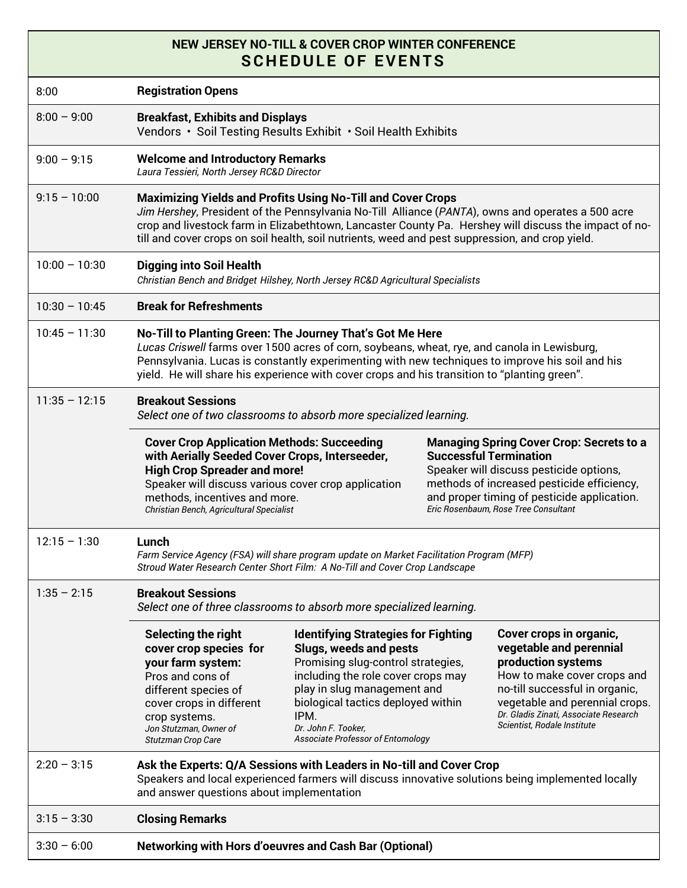# NEW JERSEY NO-TILL & COVER CROP WINTER CONFERENCE

## SCHEDULE OF EVENTS

| | |
|---|---|
| 8:00 | **Registration Opens** |
| 8:00 – 9:00 | **Breakfast, Exhibits and Displays**<br>Vendors • Soil Testing Results Exhibit • Soil Health Exhibits |
| 9:00 – 9:15 | **Welcome and Introductory Remarks**<br>*Laura Tessieri, North Jersey RC&D Director* |
| 9:15 – 10:00 | **Maximizing Yields and Profits Using No-Till and Cover Crops**<br>*Jim Hershey*, President of the Pennsylvania No-Till Alliance (*PANTA*), owns and operates a 500 acre crop and livestock farm in Elizabethtown, Lancaster County Pa. Hershey will discuss the impact of no-till and cover crops on soil health, soil nutrients, weed and pest suppression, and crop yield. |
| 10:00 – 10:30 | **Digging into Soil Health**<br>*Christian Bench and Bridget Hilshey, North Jersey RC&D Agricultural Specialists* |
| 10:30 – 10:45 | **Break for Refreshments** |
| 10:45 – 11:30 | **No-Till to Planting Green: The Journey That's Got Me Here**<br>*Lucas Criswell* farms over 1500 acres of corn, soybeans, wheat, rye, and canola in Lewisburg, Pennsylvania. Lucas is constantly experimenting with new techniques to improve his soil and his yield. He will share his experience with cover crops and his transition to "planting green". |
| 11:35 – 12:15 | **Breakout Sessions**<br>*Select one of two classrooms to absorb more specialized learning.*<br><br>**Cover Crop Application Methods: Succeeding with Aerially Seeded Cover Crops, Interseeder, High Crop Spreader and more!**<br>Speaker will discuss various cover crop application methods, incentives and more.<br>*Christian Bench, Agricultural Specialist*<br><br>**Managing Spring Cover Crop: Secrets to a Successful Termination**<br>Speaker will discuss pesticide options, methods of increased pesticide efficiency, and proper timing of pesticide application.<br>*Eric Rosenbaum, Rose Tree Consultant* |
| 12:15 – 1:30 | **Lunch**<br>*Farm Service Agency (FSA) will share program update on Market Facilitation Program (MFP)*<br>*Stroud Water Research Center Short Film: A No-Till and Cover Crop Landscape* |
| 1:35 – 2:15 | **Breakout Sessions**<br>*Select one of three classrooms to absorb more specialized learning.*<br><br>**Selecting the right cover crop species for your farm system:**<br>Pros and cons of different species of cover crops in different crop systems.<br>*Jon Stutzman, Owner of Stutzman Crop Care*<br><br>**Identifying Strategies for Fighting Slugs, weeds and pests**<br>Promising slug-control strategies, including the role cover crops may play in slug management and biological tactics deployed within IPM.<br>*Dr. John F. Tooker, Associate Professor of Entomology*<br><br>**Cover crops in organic, vegetable and perennial production systems**<br>How to make cover crops and no-till successful in organic, vegetable and perennial crops.<br>*Dr. Gladis Zinati, Associate Research Scientist, Rodale Institute* |
| 2:20 – 3:15 | **Ask the Experts: Q/A Sessions with Leaders in No-till and Cover Crop**<br>Speakers and local experienced farmers will discuss innovative solutions being implemented locally and answer questions about implementation |
| 3:15 – 3:30 | **Closing Remarks** |
| 3:30 – 6:00 | **Networking with Hors d'oeuvres and Cash Bar (Optional)** |